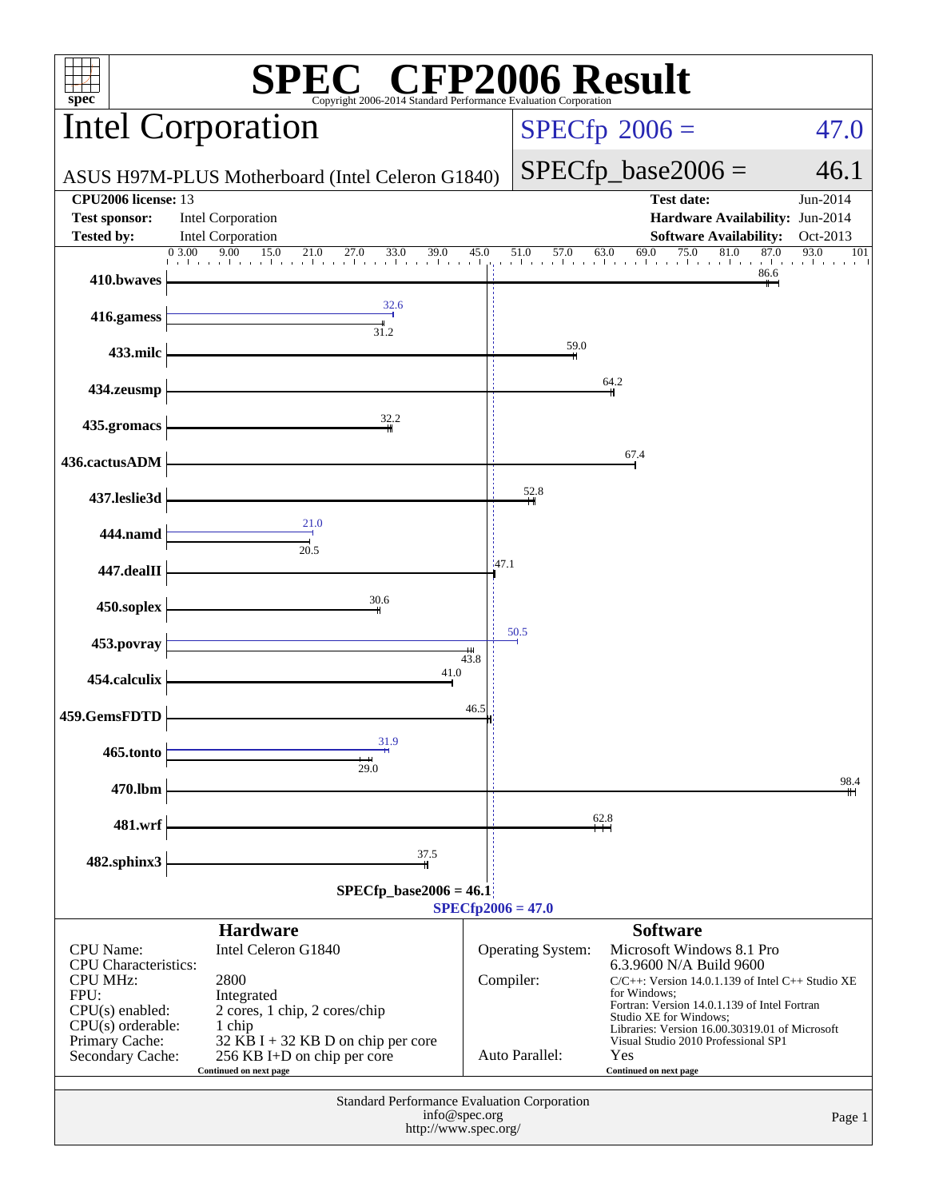# SPEC CFP2006 Result

Copyright 2006-2014 Standard Performance Evaluation Corporation

## Intel Corporation

ASUS H97M-PLUS Motherboard (Intel Celeron G1840)

SPECfp 2006 = 47.0

SPECfp_base2006 = 46.1

| | | | |
|---|---|---|---|
| **CPU2006 license:** 13 | | **Test date:** | Jun-2014 |
| **Test sponsor:** | Intel Corporation | **Hardware Availability:** | Jun-2014 |
| **Tested by:** | Intel Corporation | **Software Availability:** | Oct-2013 |

| Benchmark | Base | Peak |
|---|---|---|
| 410.bwaves | 86.6 | |
| 416.gamess | 31.2 | 32.6 |
| 433.milc | 59.0 | |
| 434.zeusmp | 64.2 | |
| 435.gromacs | 32.2 | |
| 436.cactusADM | 67.4 | |
| 437.leslie3d | 52.8 | |
| 444.namd | 20.5 | 21.0 |
| 447.dealII | 47.1 | |
| 450.soplex | 30.6 | |
| 453.povray | 43.8 | 50.5 |
| 454.calculix | 41.0 | |
| 459.GemsFDTD | 46.5 | |
| 465.tonto | 29.0 | 31.9 |
| 470.lbm | 98.4 | |
| 481.wrf | 62.8 | |
| 482.sphinx3 | 37.5 | |

SPECfp_base2006 = 46.1

SPECfp2006 = 47.0

### Hardware

| | |
|---|---|
| CPU Name: | Intel Celeron G1840 |
| CPU Characteristics: | |
| CPU MHz: | 2800 |
| FPU: | Integrated |
| CPU(s) enabled: | 2 cores, 1 chip, 2 cores/chip |
| CPU(s) orderable: | 1 chip |
| Primary Cache: | 32 KB I + 32 KB D on chip per core |
| Secondary Cache: | 256 KB I+D on chip per core |

Continued on next page

### Software

| | |
|---|---|
| Operating System: | Microsoft Windows 8.1 Pro 6.3.9600 N/A Build 9600 |
| Compiler: | C/C++: Version 14.0.1.139 of Intel C++ Studio XE for Windows; Fortran: Version 14.0.1.139 of Intel Fortran Studio XE for Windows; Libraries: Version 16.00.30319.01 of Microsoft Visual Studio 2010 Professional SP1 |
| Auto Parallel: | Yes |

Continued on next page

Standard Performance Evaluation Corporation
info@spec.org
http://www.spec.org/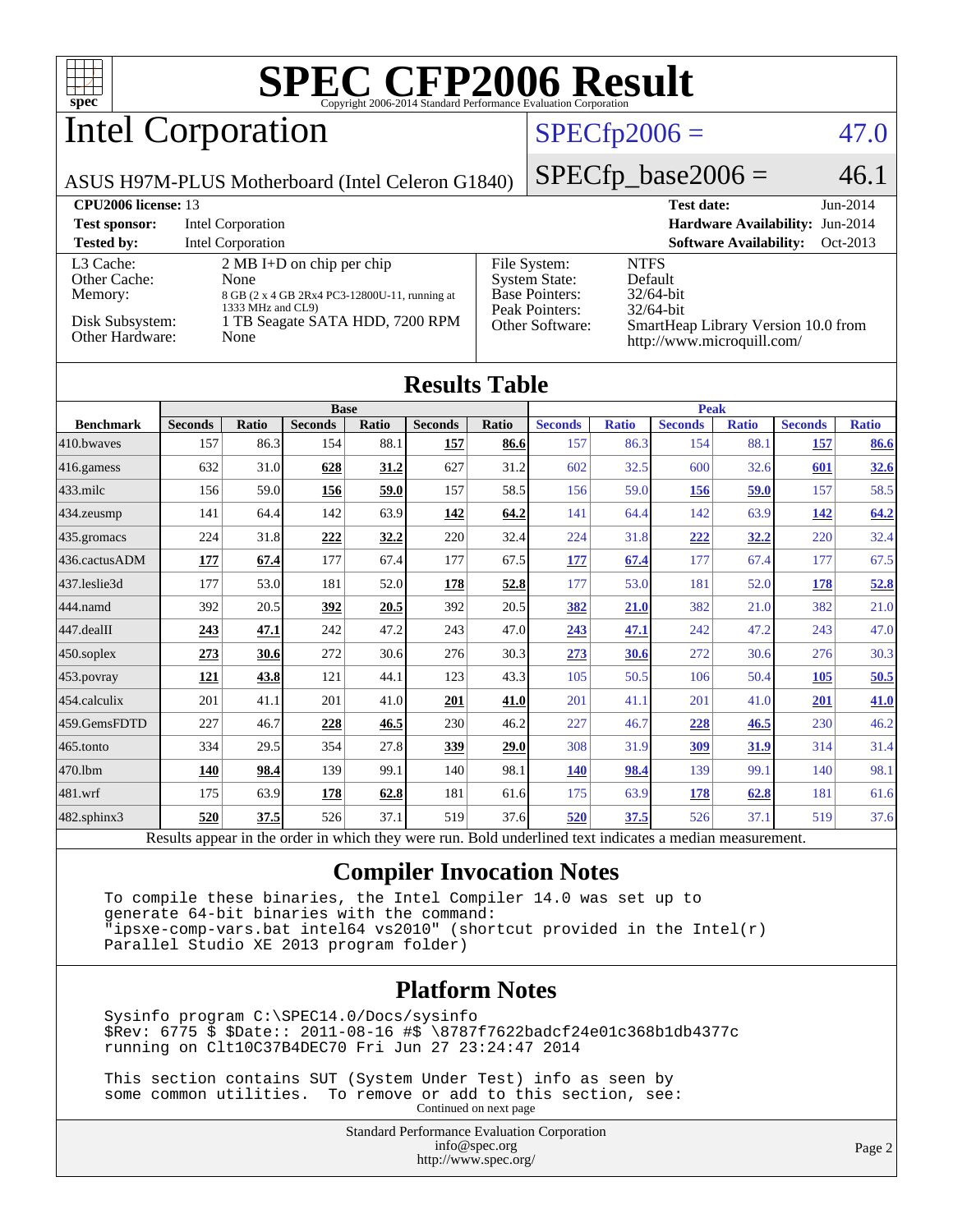# SPEC CFP2006 Result

Copyright 2006-2014 Standard Performance Evaluation Corporation

## Intel Corporation

ASUS H97M-PLUS Motherboard (Intel Celeron G1840)

SPECfp2006 = 47.0

SPECfp_base2006 = 46.1

**CPU2006 license:** 13
**Test sponsor:** Intel Corporation
**Tested by:** Intel Corporation

**Test date:** Jun-2014
**Hardware Availability:** Jun-2014
**Software Availability:** Oct-2013

| | |
|---|---|
| L3 Cache: | 2 MB I+D on chip per chip |
| Other Cache: | None |
| Memory: | 8 GB (2 x 4 GB 2Rx4 PC3-12800U-11, running at 1333 MHz and CL9) |
| Disk Subsystem: | 1 TB Seagate SATA HDD, 7200 RPM |
| Other Hardware: | None |

| | |
|---|---|
| File System: | NTFS |
| System State: | Default |
| Base Pointers: | 32/64-bit |
| Peak Pointers: | 32/64-bit |
| Other Software: | SmartHeap Library Version 10.0 from http://www.microquill.com/ |

### Results Table

| Benchmark | Base | | | | | | Peak | | | | | |
|---|---|---|---|---|---|---|---|---|---|---|---|---|
| | Seconds | Ratio | Seconds | Ratio | Seconds | Ratio | Seconds | Ratio | Seconds | Ratio | Seconds | Ratio |
| 410.bwaves | 157 | 86.3 | 154 | 88.1 | **157** | **86.6** | 157 | 86.3 | 154 | 88.1 | **157** | **86.6** |
| 416.gamess | 632 | 31.0 | **628** | **31.2** | 627 | 31.2 | 602 | 32.5 | 600 | 32.6 | **601** | **32.6** |
| 433.milc | 156 | 59.0 | **156** | **59.0** | 157 | 58.5 | 156 | 59.0 | **156** | **59.0** | 157 | 58.5 |
| 434.zeusmp | 141 | 64.4 | 142 | 63.9 | **142** | **64.2** | 141 | 64.4 | 142 | 63.9 | **142** | **64.2** |
| 435.gromacs | 224 | 31.8 | **222** | **32.2** | 220 | 32.4 | 224 | 31.8 | **222** | **32.2** | 220 | 32.4 |
| 436.cactusADM | **177** | **67.4** | 177 | 67.4 | 177 | 67.5 | **177** | **67.4** | 177 | 67.4 | 177 | 67.5 |
| 437.leslie3d | 177 | 53.0 | 181 | 52.0 | **178** | **52.8** | 177 | 53.0 | 181 | 52.0 | **178** | **52.8** |
| 444.namd | 392 | 20.5 | **392** | **20.5** | 392 | 20.5 | **382** | **21.0** | 382 | 21.0 | 382 | 21.0 |
| 447.dealII | **243** | **47.1** | 242 | 47.2 | 243 | 47.0 | **243** | **47.1** | 242 | 47.2 | 243 | 47.0 |
| 450.soplex | **273** | **30.6** | 272 | 30.6 | 276 | 30.3 | **273** | **30.6** | 272 | 30.6 | 276 | 30.3 |
| 453.povray | **121** | **43.8** | 121 | 44.1 | 123 | 43.3 | 105 | 50.5 | 106 | 50.4 | **105** | **50.5** |
| 454.calculix | 201 | 41.1 | 201 | 41.0 | **201** | **41.0** | 201 | 41.1 | 201 | 41.0 | **201** | **41.0** |
| 459.GemsFDTD | 227 | 46.7 | **228** | **46.5** | 230 | 46.2 | 227 | 46.7 | **228** | **46.5** | 230 | 46.2 |
| 465.tonto | 334 | 29.5 | 354 | 27.8 | **339** | **29.0** | 308 | 31.9 | **309** | **31.9** | 314 | 31.4 |
| 470.lbm | **140** | **98.4** | 139 | 99.1 | 140 | 98.1 | **140** | **98.4** | 139 | 99.1 | 140 | 98.1 |
| 481.wrf | 175 | 63.9 | **178** | **62.8** | 181 | 61.6 | 175 | 63.9 | **178** | **62.8** | 181 | 61.6 |
| 482.sphinx3 | **520** | **37.5** | 526 | 37.1 | 519 | 37.6 | **520** | **37.5** | 526 | 37.1 | 519 | 37.6 |

Results appear in the order in which they were run. Bold underlined text indicates a median measurement.

### Compiler Invocation Notes

```
To compile these binaries, the Intel Compiler 14.0 was set up to
generate 64-bit binaries with the command:
"ipsxe-comp-vars.bat intel64 vs2010" (shortcut provided in the Intel(r)
Parallel Studio XE 2013 program folder)
```

### Platform Notes

```
Sysinfo program C:\SPEC14.0/Docs/sysinfo
$Rev: 6775 $ $Date:: 2011-08-16 #$ \8787f7622badcf24e01c368b1db4377c
running on Clt10C37B4DEC70 Fri Jun 27 23:24:47 2014

This section contains SUT (System Under Test) info as seen by
some common utilities.  To remove or add to this section, see:
```

Continued on next page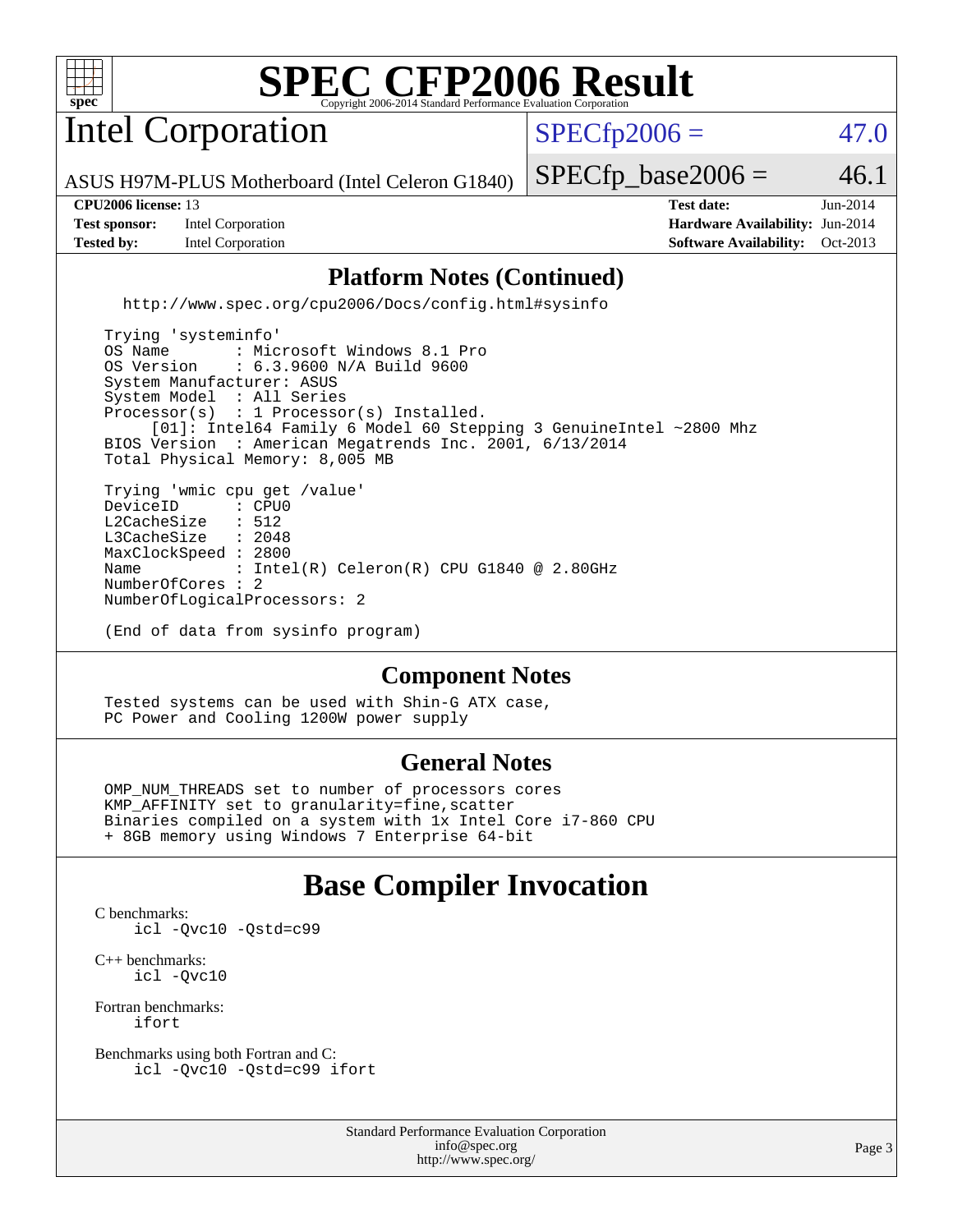# SPEC CFP2006 Result

Copyright 2006-2014 Standard Performance Evaluation Corporation

## Intel Corporation

ASUS H97M-PLUS Motherboard (Intel Celeron G1840)

SPECfp2006 = 47.0

SPECfp_base2006 = 46.1

**CPU2006 license:** 13
**Test sponsor:** Intel Corporation
**Tested by:** Intel Corporation

**Test date:** Jun-2014
**Hardware Availability:** Jun-2014
**Software Availability:** Oct-2013

### Platform Notes (Continued)

```
  http://www.spec.org/cpu2006/Docs/config.html#sysinfo

Trying 'systeminfo'
OS Name       : Microsoft Windows 8.1 Pro
OS Version    : 6.3.9600 N/A Build 9600
System Manufacturer: ASUS
System Model  : All Series
Processor(s)  : 1 Processor(s) Installed.
     [01]: Intel64 Family 6 Model 60 Stepping 3 GenuineIntel ~2800 Mhz
BIOS Version  : American Megatrends Inc. 2001, 6/13/2014
Total Physical Memory: 8,005 MB

Trying 'wmic cpu get /value'
DeviceID      : CPU0
L2CacheSize   : 512
L3CacheSize   : 2048
MaxClockSpeed : 2800
Name          : Intel(R) Celeron(R) CPU G1840 @ 2.80GHz
NumberOfCores : 2
NumberOfLogicalProcessors: 2

(End of data from sysinfo program)
```

### Component Notes

```
Tested systems can be used with Shin-G ATX case,
PC Power and Cooling 1200W power supply
```

### General Notes

```
OMP_NUM_THREADS set to number of processors cores
KMP_AFFINITY set to granularity=fine,scatter
Binaries compiled on a system with 1x Intel Core i7-860 CPU
+ 8GB memory using Windows 7 Enterprise 64-bit
```

## Base Compiler Invocation

C benchmarks:
```
icl -Qvc10 -Qstd=c99
```

C++ benchmarks:
```
icl -Qvc10
```

Fortran benchmarks:
```
ifort
```

Benchmarks using both Fortran and C:
```
icl -Qvc10 -Qstd=c99 ifort
```

Standard Performance Evaluation Corporation
info@spec.org
http://www.spec.org/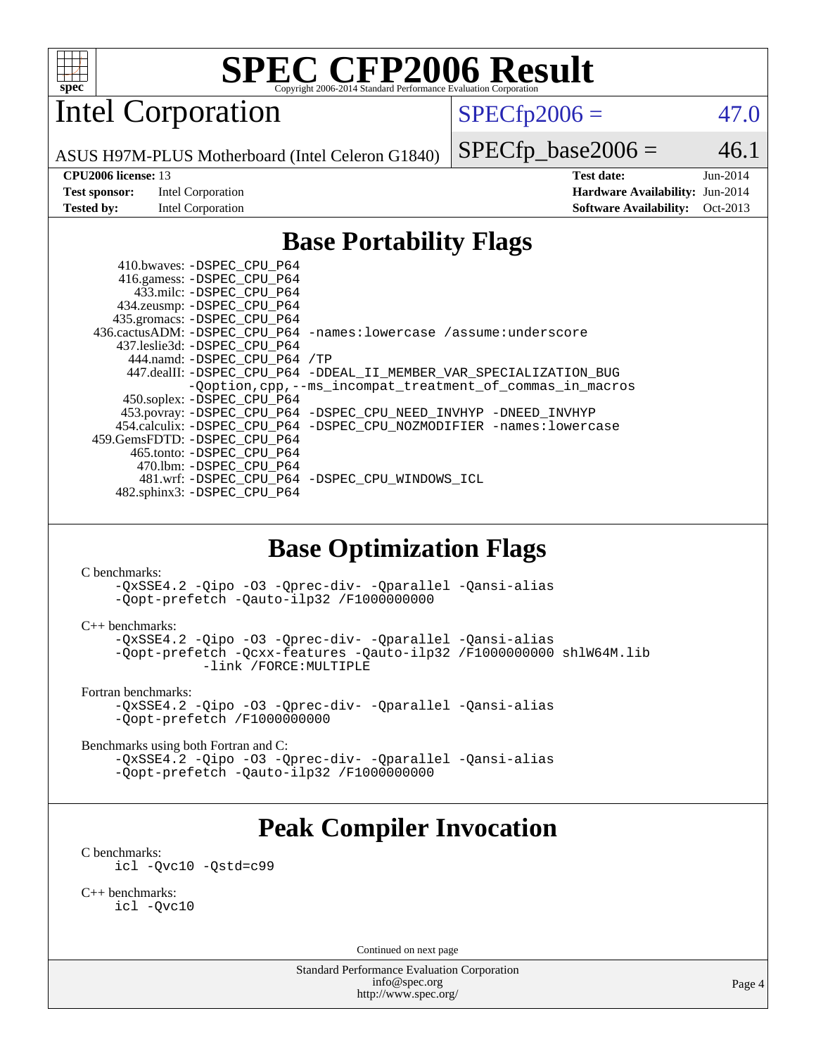# SPEC CFP2006 Result

Copyright 2006-2014 Standard Performance Evaluation Corporation

## Intel Corporation

ASUS H97M-PLUS Motherboard (Intel Celeron G1840)

SPECfp2006 = 47.0

SPECfp_base2006 = 46.1

**CPU2006 license:** 13
**Test sponsor:** Intel Corporation
**Tested by:** Intel Corporation

**Test date:** Jun-2014
**Hardware Availability:** Jun-2014
**Software Availability:** Oct-2013

## Base Portability Flags

410.bwaves: -DSPEC_CPU_P64
416.gamess: -DSPEC_CPU_P64
433.milc: -DSPEC_CPU_P64
434.zeusmp: -DSPEC_CPU_P64
435.gromacs: -DSPEC_CPU_P64
436.cactusADM: -DSPEC_CPU_P64 -names:lowercase /assume:underscore
437.leslie3d: -DSPEC_CPU_P64
444.namd: -DSPEC_CPU_P64 /TP
447.dealII: -DSPEC_CPU_P64 -DDEAL_II_MEMBER_VAR_SPECIALIZATION_BUG -Qoption,cpp,--ms_incompat_treatment_of_commas_in_macros
450.soplex: -DSPEC_CPU_P64
453.povray: -DSPEC_CPU_P64 -DSPEC_CPU_NEED_INVHYP -DNEED_INVHYP
454.calculix: -DSPEC_CPU_P64 -DSPEC_CPU_NOZMODIFIER -names:lowercase
459.GemsFDTD: -DSPEC_CPU_P64
465.tonto: -DSPEC_CPU_P64
470.lbm: -DSPEC_CPU_P64
481.wrf: -DSPEC_CPU_P64 -DSPEC_CPU_WINDOWS_ICL
482.sphinx3: -DSPEC_CPU_P64

## Base Optimization Flags

C benchmarks:

-QxSSE4.2 -Qipo -O3 -Qprec-div- -Qparallel -Qansi-alias -Qopt-prefetch -Qauto-ilp32 /F1000000000

C++ benchmarks:

-QxSSE4.2 -Qipo -O3 -Qprec-div- -Qparallel -Qansi-alias -Qopt-prefetch -Qcxx-features -Qauto-ilp32 /F1000000000 shlW64M.lib -link /FORCE:MULTIPLE

Fortran benchmarks:

-QxSSE4.2 -Qipo -O3 -Qprec-div- -Qparallel -Qansi-alias -Qopt-prefetch /F1000000000

Benchmarks using both Fortran and C:

-QxSSE4.2 -Qipo -O3 -Qprec-div- -Qparallel -Qansi-alias -Qopt-prefetch -Qauto-ilp32 /F1000000000

## Peak Compiler Invocation

C benchmarks:

icl -Qvc10 -Qstd=c99

C++ benchmarks:

icl -Qvc10

Continued on next page

Standard Performance Evaluation Corporation
info@spec.org
http://www.spec.org/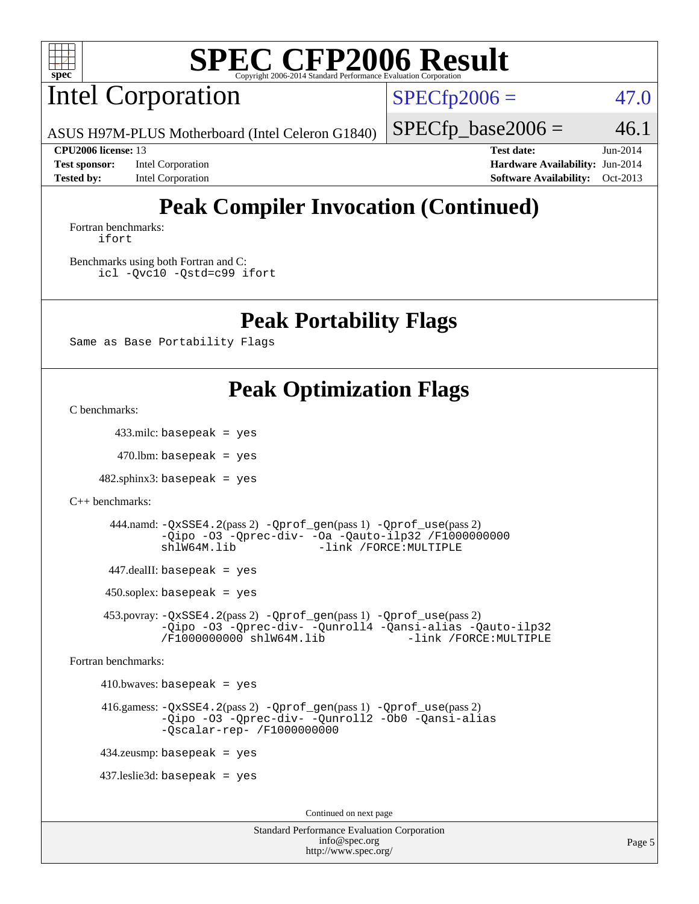# SPEC CFP2006 Result

Copyright 2006-2014 Standard Performance Evaluation Corporation

## Intel Corporation

ASUS H97M-PLUS Motherboard (Intel Celeron G1840)

SPECfp2006 = 47.0

SPECfp_base2006 = 46.1

| | | | |
|---|---|---|---|
| **CPU2006 license:** 13 | | **Test date:** | Jun-2014 |
| **Test sponsor:** | Intel Corporation | **Hardware Availability:** | Jun-2014 |
| **Tested by:** | Intel Corporation | **Software Availability:** | Oct-2013 |

## Peak Compiler Invocation (Continued)

Fortran benchmarks:

```
ifort
```

Benchmarks using both Fortran and C:

```
icl -Qvc10 -Qstd=c99 ifort
```

## Peak Portability Flags

Same as Base Portability Flags

## Peak Optimization Flags

C benchmarks:

433.milc: basepeak = yes

470.lbm: basepeak = yes

482.sphinx3: basepeak = yes

C++ benchmarks:

444.namd: -QxSSE4.2(pass 2) -Qprof_gen(pass 1) -Qprof_use(pass 2) -Qipo -O3 -Qprec-div- -Oa -Qauto-ilp32 /F1000000000 shlW64M.lib -link /FORCE:MULTIPLE

447.dealII: basepeak = yes

450.soplex: basepeak = yes

453.povray: -QxSSE4.2(pass 2) -Qprof_gen(pass 1) -Qprof_use(pass 2) -Qipo -O3 -Qprec-div- -Qunroll4 -Qansi-alias -Qauto-ilp32 /F1000000000 shlW64M.lib -link /FORCE:MULTIPLE

Fortran benchmarks:

410.bwaves: basepeak = yes

416.gamess: -QxSSE4.2(pass 2) -Qprof_gen(pass 1) -Qprof_use(pass 2) -Qipo -O3 -Qprec-div- -Qunroll2 -Ob0 -Qansi-alias -Qscalar-rep- /F1000000000

434.zeusmp: basepeak = yes

437.leslie3d: basepeak = yes

Continued on next page

Standard Performance Evaluation Corporation
info@spec.org
http://www.spec.org/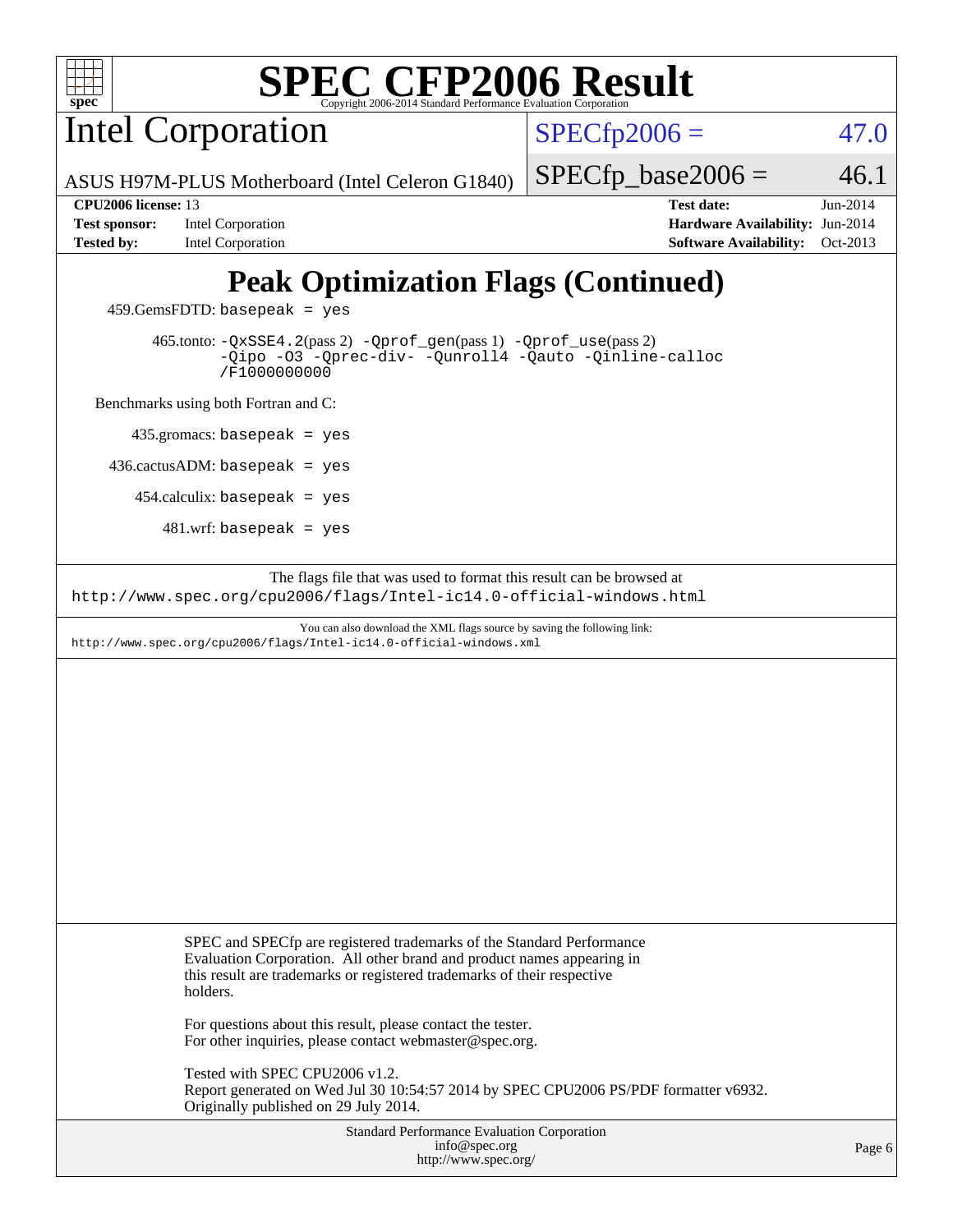# Peak Optimization Flags (Continued)

459.GemsFDTD: basepeak = yes

465.tonto: -QxSSE4.2(pass 2) -Qprof_gen(pass 1) -Qprof_use(pass 2) -Qipo -O3 -Qprec-div- -Qunroll4 -Qauto -Qinline-calloc /F1000000000

Benchmarks using both Fortran and C:

435.gromacs: basepeak = yes

436.cactusADM: basepeak = yes

454.calculix: basepeak = yes

481.wrf: basepeak = yes

The flags file that was used to format this result can be browsed at
http://www.spec.org/cpu2006/flags/Intel-ic14.0-official-windows.html

You can also download the XML flags source by saving the following link:
http://www.spec.org/cpu2006/flags/Intel-ic14.0-official-windows.xml

SPEC and SPECfp are registered trademarks of the Standard Performance Evaluation Corporation. All other brand and product names appearing in this result are trademarks or registered trademarks of their respective holders.

For questions about this result, please contact the tester.
For other inquiries, please contact webmaster@spec.org.

Tested with SPEC CPU2006 v1.2.
Report generated on Wed Jul 30 10:54:57 2014 by SPEC CPU2006 PS/PDF formatter v6932.
Originally published on 29 July 2014.